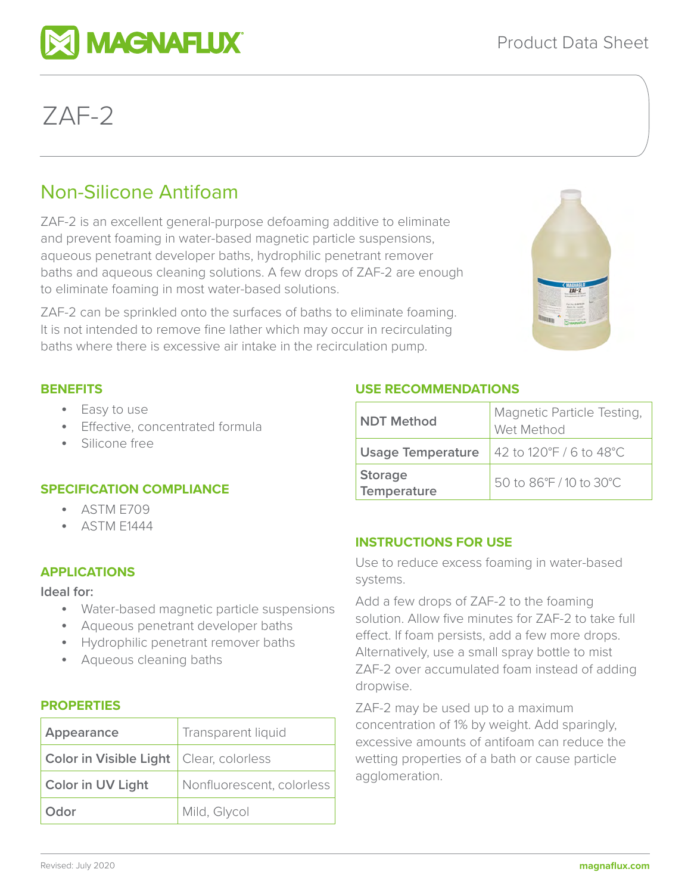# ZAF-2

## Non-Silicone Antifoam

ZAF-2 is an excellent general-purpose defoaming additive to eliminate and prevent foaming in water-based magnetic particle suspensions, aqueous penetrant developer baths, hydrophilic penetrant remover baths and aqueous cleaning solutions. A few drops of ZAF-2 are enough to eliminate foaming in most water-based solutions.

ZAF-2 can be sprinkled onto the surfaces of baths to eliminate foaming. It is not intended to remove fine lather which may occur in recirculating baths where there is excessive air intake in the recirculation pump.

### BENEFITS

- Easy to use
- Effective, concentrated formula
- Silicone free

### SPECIFICATION COMPLIANCE

- ASTM E709
- ASTM E1444

### APPLICATIONS

**Ideal for:**

- Water-based magnetic particle suspensions
- Aqueous penetrant developer baths
- Hydrophilic penetrant remover baths
- Aqueous cleaning baths

### PROPERTIES

| | |
|---|---|
| **Appearance** | Transparent liquid |
| **Color in Visible Light** | Clear, colorless |
| **Color in UV Light** | Nonfluorescent, colorless |
| **Odor** | Mild, Glycol |

### USE RECOMMENDATIONS

| | |
|---|---|
| **NDT Method** | Magnetic Particle Testing, Wet Method |
| **Usage Temperature** | 42 to 120°F / 6 to 48°C |
| **Storage Temperature** | 50 to 86°F / 10 to 30°C |

### INSTRUCTIONS FOR USE

Use to reduce excess foaming in water-based systems.

Add a few drops of ZAF-2 to the foaming solution. Allow five minutes for ZAF-2 to take full effect. If foam persists, add a few more drops. Alternatively, use a small spray bottle to mist ZAF-2 over accumulated foam instead of adding dropwise.

ZAF-2 may be used up to a maximum concentration of 1% by weight. Add sparingly, excessive amounts of antifoam can reduce the wetting properties of a bath or cause particle agglomeration.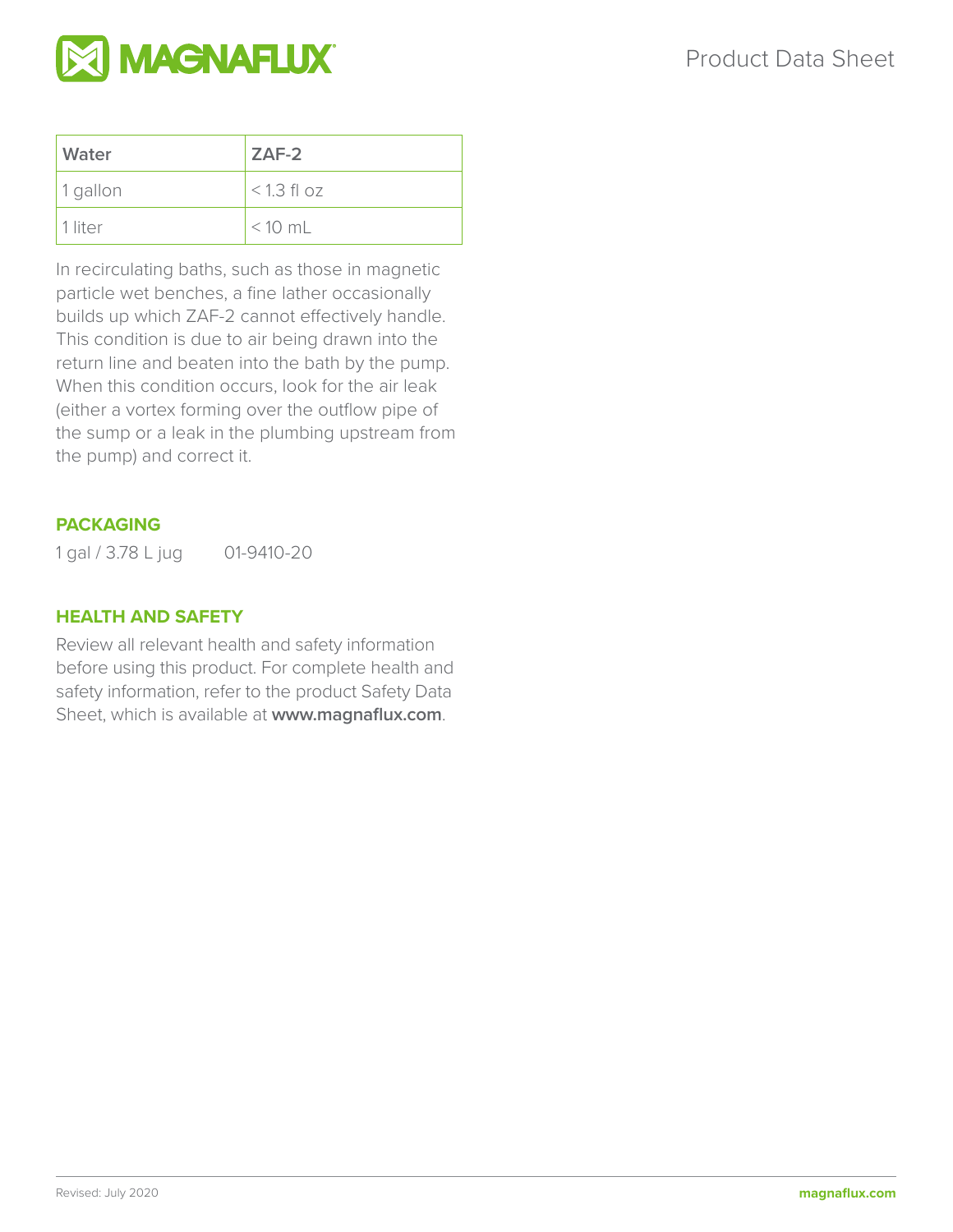| Water | ZAF-2 |
| --- | --- |
| 1 gallon | < 1.3 fl oz |
| 1 liter | < 10 mL |

In recirculating baths, such as those in magnetic particle wet benches, a fine lather occasionally builds up which ZAF-2 cannot effectively handle. This condition is due to air being drawn into the return line and beaten into the bath by the pump. When this condition occurs, look for the air leak (either a vortex forming over the outflow pipe of the sump or a leak in the plumbing upstream from the pump) and correct it.

## PACKAGING

1 gal / 3.78 L jug 01-9410-20

## HEALTH AND SAFETY

Review all relevant health and safety information before using this product. For complete health and safety information, refer to the product Safety Data Sheet, which is available at **www.magnaflux.com**.

Revised: July 2020